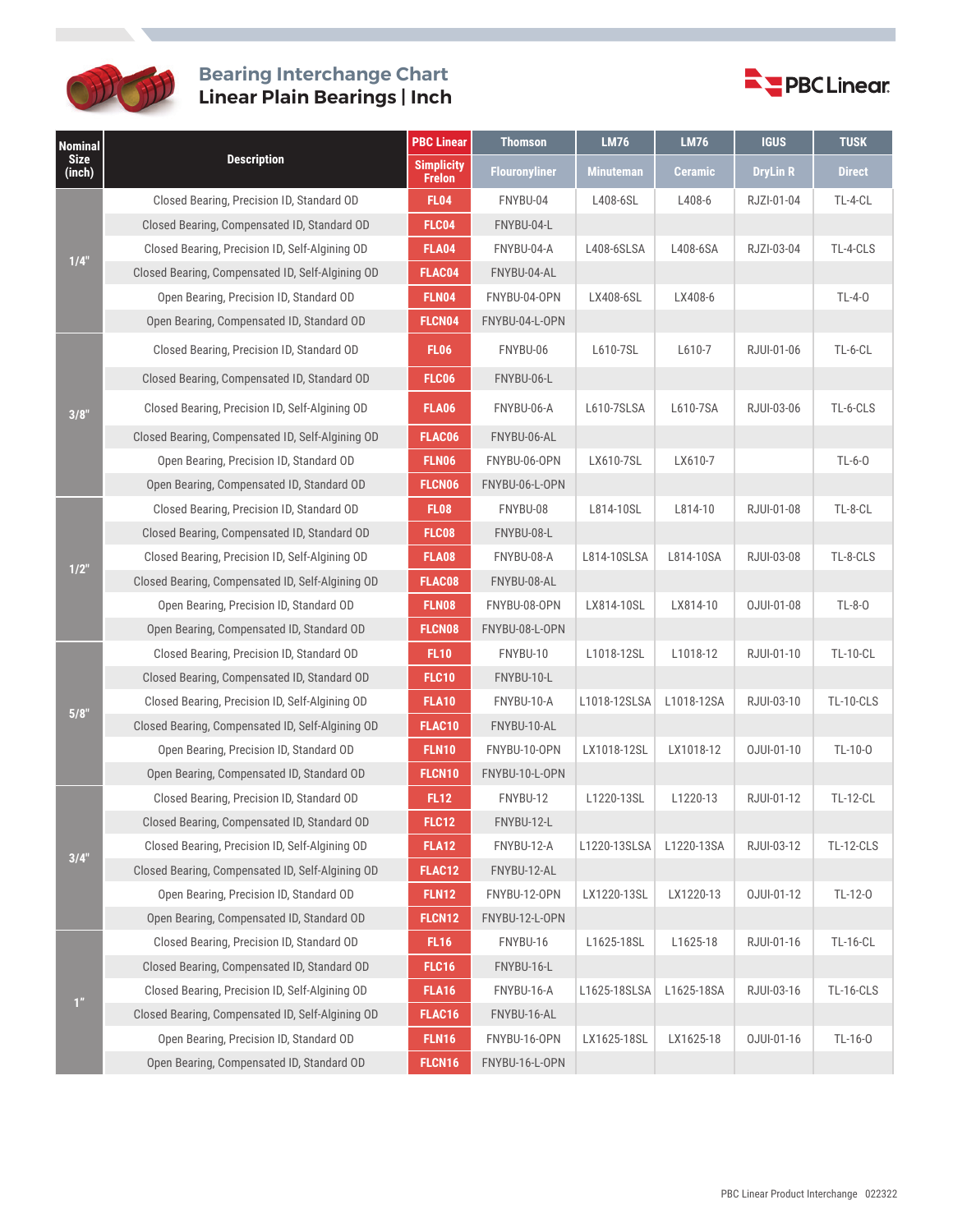# Bearing Interchange Chart
## Linear Plain Bearings | Inch

| Nominal Size (inch) | Description | PBC Linear | Thomson | LM76 | LM76 | IGUS | TUSK |
|---|---|---|---|---|---|---|---|
| | | Simplicity Frelon | Flouronyliner | Minuteman | Ceramic | DryLin R | Direct |
| 1/4" | Closed Bearing, Precision ID, Standard OD | FL04 | FNYBU-04 | L408-6SL | L408-6 | RJZI-01-04 | TL-4-CL |
| | Closed Bearing, Compensated ID, Standard OD | FLC04 | FNYBU-04-L | | | | |
| | Closed Bearing, Precision ID, Self-Algining OD | FLA04 | FNYBU-04-A | L408-6SLSA | L408-6SA | RJZI-03-04 | TL-4-CLS |
| | Closed Bearing, Compensated ID, Self-Aligning OD | FLAC04 | FNYBU-04-AL | | | | |
| | Open Bearing, Precision ID, Standard OD | FLN04 | FNYBU-04-OPN | LX408-6SL | LX408-6 | | TL-4-O |
| | Open Bearing, Compensated ID, Standard OD | FLCN04 | FNYBU-04-L-OPN | | | | |
| 3/8" | Closed Bearing, Precision ID, Standard OD | FL06 | FNYBU-06 | L610-7SL | L610-7 | RJUI-01-06 | TL-6-CL |
| | Closed Bearing, Compensated ID, Standard OD | FLC06 | FNYBU-06-L | | | | |
| | Closed Bearing, Precision ID, Self-Algining OD | FLA06 | FNYBU-06-A | L610-7SLSA | L610-7SA | RJUI-03-06 | TL-6-CLS |
| | Closed Bearing, Compensated ID, Self-Aligning OD | FLAC06 | FNYBU-06-AL | | | | |
| | Open Bearing, Precision ID, Standard OD | FLN06 | FNYBU-06-OPN | LX610-7SL | LX610-7 | | TL-6-O |
| | Open Bearing, Compensated ID, Standard OD | FLCN06 | FNYBU-06-L-OPN | | | | |
| 1/2" | Closed Bearing, Precision ID, Standard OD | FL08 | FNYBU-08 | L814-10SL | L814-10 | RJUI-01-08 | TL-8-CL |
| | Closed Bearing, Compensated ID, Standard OD | FLC08 | FNYBU-08-L | | | | |
| | Closed Bearing, Precision ID, Self-Algining OD | FLA08 | FNYBU-08-A | L814-10SLSA | L814-10SA | RJUI-03-08 | TL-8-CLS |
| | Closed Bearing, Compensated ID, Self-Aligning OD | FLAC08 | FNYBU-08-AL | | | | |
| | Open Bearing, Precision ID, Standard OD | FLN08 | FNYBU-08-OPN | LX814-10SL | LX814-10 | OJUI-01-08 | TL-8-O |
| | Open Bearing, Compensated ID, Standard OD | FLCN08 | FNYBU-08-L-OPN | | | | |
| 5/8" | Closed Bearing, Precision ID, Standard OD | FL10 | FNYBU-10 | L1018-12SL | L1018-12 | RJUI-01-10 | TL-10-CL |
| | Closed Bearing, Compensated ID, Standard OD | FLC10 | FNYBU-10-L | | | | |
| | Closed Bearing, Precision ID, Self-Algining OD | FLA10 | FNYBU-10-A | L1018-12SLSA | L1018-12SA | RJUI-03-10 | TL-10-CLS |
| | Closed Bearing, Compensated ID, Self-Aligning OD | FLAC10 | FNYBU-10-AL | | | | |
| | Open Bearing, Precision ID, Standard OD | FLN10 | FNYBU-10-OPN | LX1018-12SL | LX1018-12 | OJUI-01-10 | TL-10-O |
| | Open Bearing, Compensated ID, Standard OD | FLCN10 | FNYBU-10-L-OPN | | | | |
| 3/4" | Closed Bearing, Precision ID, Standard OD | FL12 | FNYBU-12 | L1220-13SL | L1220-13 | RJUI-01-12 | TL-12-CL |
| | Closed Bearing, Compensated ID, Standard OD | FLC12 | FNYBU-12-L | | | | |
| | Closed Bearing, Precision ID, Self-Algining OD | FLA12 | FNYBU-12-A | L1220-13SLSA | L1220-13SA | RJUI-03-12 | TL-12-CLS |
| | Closed Bearing, Compensated ID, Self-Aligning OD | FLAC12 | FNYBU-12-AL | | | | |
| | Open Bearing, Precision ID, Standard OD | FLN12 | FNYBU-12-OPN | LX1220-13SL | LX1220-13 | OJUI-01-12 | TL-12-O |
| | Open Bearing, Compensated ID, Standard OD | FLCN12 | FNYBU-12-L-OPN | | | | |
| 1" | Closed Bearing, Precision ID, Standard OD | FL16 | FNYBU-16 | L1625-18SL | L1625-18 | RJUI-01-16 | TL-16-CL |
| | Closed Bearing, Compensated ID, Standard OD | FLC16 | FNYBU-16-L | | | | |
| | Closed Bearing, Precision ID, Self-Algining OD | FLA16 | FNYBU-16-A | L1625-18SLSA | L1625-18SA | RJUI-03-16 | TL-16-CLS |
| | Closed Bearing, Compensated ID, Self-Aligning OD | FLAC16 | FNYBU-16-AL | | | | |
| | Open Bearing, Precision ID, Standard OD | FLN16 | FNYBU-16-OPN | LX1625-18SL | LX1625-18 | OJUI-01-16 | TL-16-O |
| | Open Bearing, Compensated ID, Standard OD | FLCN16 | FNYBU-16-L-OPN | | | | |

PBC Linear Product Interchange 022322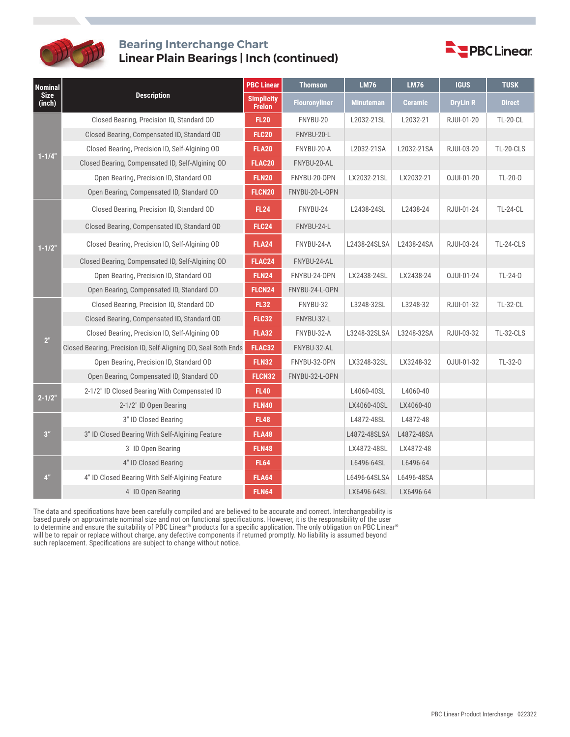# Bearing Interchange Chart

## Linear Plain Bearings | Inch (continued)

| Nominal Size (inch) | Description | PBC Linear | Thomson | LM76 | LM76 | IGUS | TUSK |
|---|---|---|---|---|---|---|---|
| | | Simplicity Frelon | Flouronyliner | Minuteman | Ceramic | DryLin R | Direct |
| 1-1/4" | Closed Bearing, Precision ID, Standard OD | FL20 | FNYBU-20 | L2032-21SL | L2032-21 | RJUI-01-20 | TL-20-CL |
| | Closed Bearing, Compensated ID, Standard OD | FLC20 | FNYBU-20-L | | | | |
| | Closed Bearing, Precision ID, Self-Algining OD | FLA20 | FNYBU-20-A | L2032-21SA | L2032-21SA | RJUI-03-20 | TL-20-CLS |
| | Closed Bearing, Compensated ID, Self-Aligning OD | FLAC20 | FNYBU-20-AL | | | | |
| | Open Bearing, Precision ID, Standard OD | FLN20 | FNYBU-20-OPN | LX2032-21SL | LX2032-21 | OJUI-01-20 | TL-20-O |
| | Open Bearing, Compensated ID, Standard OD | FLCN20 | FNYBU-20-L-OPN | | | | |
| 1-1/2" | Closed Bearing, Precision ID, Standard OD | FL24 | FNYBU-24 | L2438-24SL | L2438-24 | RJUI-01-24 | TL-24-CL |
| | Closed Bearing, Compensated ID, Standard OD | FLC24 | FNYBU-24-L | | | | |
| | Closed Bearing, Precision ID, Self-Algining OD | FLA24 | FNYBU-24-A | L2438-24SLSA | L2438-24SA | RJUI-03-24 | TL-24-CLS |
| | Closed Bearing, Compensated ID, Self-Aligning OD | FLAC24 | FNYBU-24-AL | | | | |
| | Open Bearing, Precision ID, Standard OD | FLN24 | FNYBU-24-OPN | LX2438-24SL | LX2438-24 | OJUI-01-24 | TL-24-O |
| | Open Bearing, Compensated ID, Standard OD | FLCN24 | FNYBU-24-L-OPN | | | | |
| 2" | Closed Bearing, Precision ID, Standard OD | FL32 | FNYBU-32 | L3248-32SL | L3248-32 | RJUI-01-32 | TL-32-CL |
| | Closed Bearing, Compensated ID, Standard OD | FLC32 | FNYBU-32-L | | | | |
| | Closed Bearing, Precision ID, Self-Algining OD | FLA32 | FNYBU-32-A | L3248-32SLSA | L3248-32SA | RJUI-03-32 | TL-32-CLS |
| | Closed Bearing, Precision ID, Self-Aligning OD, Seal Both Ends | FLAC32 | FNYBU-32-AL | | | | |
| | Open Bearing, Precision ID, Standard OD | FLN32 | FNYBU-32-OPN | LX3248-32SL | LX3248-32 | OJUI-01-32 | TL-32-O |
| | Open Bearing, Compensated ID, Standard OD | FLCN32 | FNYBU-32-L-OPN | | | | |
| 2-1/2" | 2-1/2" ID Closed Bearing With Compensated ID | FL40 | | L4060-40SL | L4060-40 | | |
| | 2-1/2" ID Open Bearing | FLN40 | | LX4060-40SL | LX4060-40 | | |
| 3" | 3" ID Closed Bearing | FL48 | | L4872-48SL | L4872-48 | | |
| | 3" ID Closed Bearing With Self-Aligning Feature | FLA48 | | L4872-48SLSA | L4872-48SA | | |
| | 3" ID Open Bearing | FLN48 | | LX4872-48SL | LX4872-48 | | |
| 4" | 4" ID Closed Bearing | FL64 | | L6496-64SL | L6496-64 | | |
| | 4" ID Closed Bearing With Self-Aligning Feature | FLA64 | | L6496-64SLSA | L6496-48SA | | |
| | 4" ID Open Bearing | FLN64 | | LX6496-64SL | LX6496-64 | | |

The data and specifications have been carefully compiled and are believed to be accurate and correct. Interchangeability is based purely on approximate nominal size and not on functional specifications. However, it is the responsibility of the user to determine and ensure the suitability of PBC Linear® products for a specific application. The only obligation on PBC Linear® will be to repair or replace without charge, any defective components if returned promptly. No liability is assumed beyond such replacement. Specifications are subject to change without notice.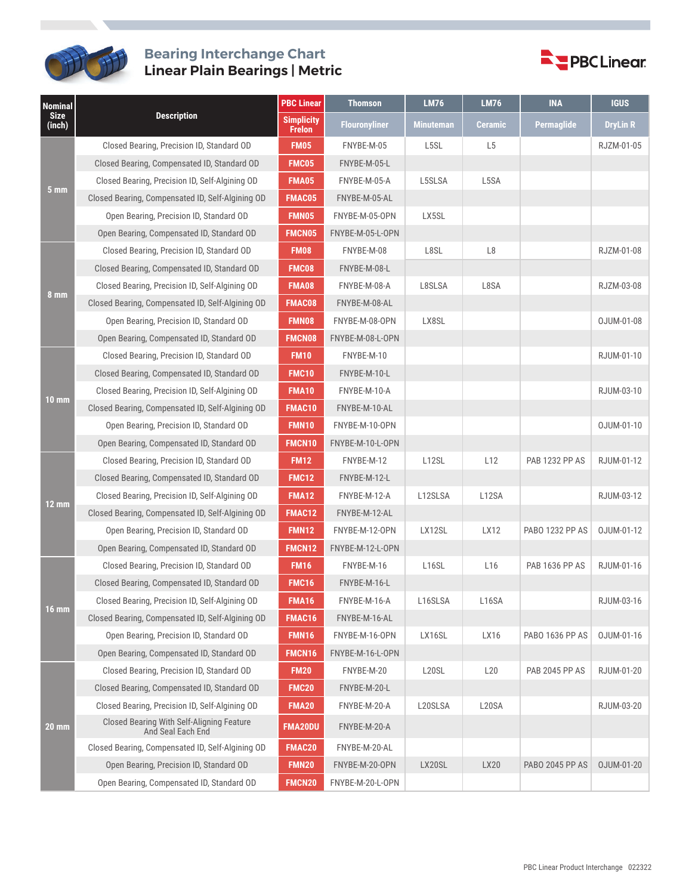# Bearing Interchange Chart
## Linear Plain Bearings | Metric

| Nominal Size (inch) | Description | PBC Linear Simplicity Frelon | Thomson Flouronyliner | LM76 Minuteman | LM76 Ceramic | INA Permaglide | IGUS DryLin R |
|---|---|---|---|---|---|---|---|
| 5 mm | Closed Bearing, Precision ID, Standard OD | FM05 | FNYBE-M-05 | L5SL | L5 | | RJZM-01-05 |
| | Closed Bearing, Compensated ID, Standard OD | FMC05 | FNYBE-M-05-L | | | | |
| | Closed Bearing, Precision ID, Self-Aligning OD | FMA05 | FNYBE-M-05-A | L5SLSA | L5SA | | |
| | Closed Bearing, Compensated ID, Self-Aligning OD | FMAC05 | FNYBE-M-05-AL | | | | |
| | Open Bearing, Precision ID, Standard OD | FMN05 | FNYBE-M-05-OPN | LX5SL | | | |
| | Open Bearing, Compensated ID, Standard OD | FMCN05 | FNYBE-M-05-L-OPN | | | | |
| 8 mm | Closed Bearing, Precision ID, Standard OD | FM08 | FNYBE-M-08 | L8SL | L8 | | RJZM-01-08 |
| | Closed Bearing, Compensated ID, Standard OD | FMC08 | FNYBE-M-08-L | | | | |
| | Closed Bearing, Precision ID, Self-Aligning OD | FMA08 | FNYBE-M-08-A | L8SLSA | L8SA | | RJZM-03-08 |
| | Closed Bearing, Compensated ID, Self-Aligning OD | FMAC08 | FNYBE-M-08-AL | | | | |
| | Open Bearing, Precision ID, Standard OD | FMN08 | FNYBE-M-08-OPN | LX8SL | | | OJUM-01-08 |
| | Open Bearing, Compensated ID, Standard OD | FMCN08 | FNYBE-M-08-L-OPN | | | | |
| 10 mm | Closed Bearing, Precision ID, Standard OD | FM10 | FNYBE-M-10 | | | | RJUM-01-10 |
| | Closed Bearing, Compensated ID, Standard OD | FMC10 | FNYBE-M-10-L | | | | |
| | Closed Bearing, Precision ID, Self-Aligning OD | FMA10 | FNYBE-M-10-A | | | | RJUM-03-10 |
| | Closed Bearing, Compensated ID, Self-Aligning OD | FMAC10 | FNYBE-M-10-AL | | | | |
| | Open Bearing, Precision ID, Standard OD | FMN10 | FNYBE-M-10-OPN | | | | OJUM-01-10 |
| | Open Bearing, Compensated ID, Standard OD | FMCN10 | FNYBE-M-10-L-OPN | | | | |
| 12 mm | Closed Bearing, Precision ID, Standard OD | FM12 | FNYBE-M-12 | L12SL | L12 | PAB 1232 PP AS | RJUM-01-12 |
| | Closed Bearing, Compensated ID, Standard OD | FMC12 | FNYBE-M-12-L | | | | |
| | Closed Bearing, Precision ID, Self-Aligning OD | FMA12 | FNYBE-M-12-A | L12SLSA | L12SA | | RJUM-03-12 |
| | Closed Bearing, Compensated ID, Self-Aligning OD | FMAC12 | FNYBE-M-12-AL | | | | |
| | Open Bearing, Precision ID, Standard OD | FMN12 | FNYBE-M-12-OPN | LX12SL | LX12 | PABO 1232 PP AS | OJUM-01-12 |
| | Open Bearing, Compensated ID, Standard OD | FMCN12 | FNYBE-M-12-L-OPN | | | | |
| 16 mm | Closed Bearing, Precision ID, Standard OD | FM16 | FNYBE-M-16 | L16SL | L16 | PAB 1636 PP AS | RJUM-01-16 |
| | Closed Bearing, Compensated ID, Standard OD | FMC16 | FNYBE-M-16-L | | | | |
| | Closed Bearing, Precision ID, Self-Aligning OD | FMA16 | FNYBE-M-16-A | L16SLSA | L16SA | | RJUM-03-16 |
| | Closed Bearing, Compensated ID, Self-Aligning OD | FMAC16 | FNYBE-M-16-AL | | | | |
| | Open Bearing, Precision ID, Standard OD | FMN16 | FNYBE-M-16-OPN | LX16SL | LX16 | PABO 1636 PP AS | OJUM-01-16 |
| | Open Bearing, Compensated ID, Standard OD | FMCN16 | FNYBE-M-16-L-OPN | | | | |
| 20 mm | Closed Bearing, Precision ID, Standard OD | FM20 | FNYBE-M-20 | L20SL | L20 | PAB 2045 PP AS | RJUM-01-20 |
| | Closed Bearing, Compensated ID, Standard OD | FMC20 | FNYBE-M-20-L | | | | |
| | Closed Bearing, Precision ID, Self-Aligning OD | FMA20 | FNYBE-M-20-A | L20SLSA | L20SA | | RJUM-03-20 |
| | Closed Bearing With Self-Aligning Feature And Seal Each End | FMA20DU | FNYBE-M-20-A | | | | |
| | Closed Bearing, Compensated ID, Self-Aligning OD | FMAC20 | FNYBE-M-20-AL | | | | |
| | Open Bearing, Precision ID, Standard OD | FMN20 | FNYBE-M-20-OPN | LX20SL | LX20 | PABO 2045 PP AS | OJUM-01-20 |
| | Open Bearing, Compensated ID, Standard OD | FMCN20 | FNYBE-M-20-L-OPN | | | | |

PBC Linear Product Interchange 022322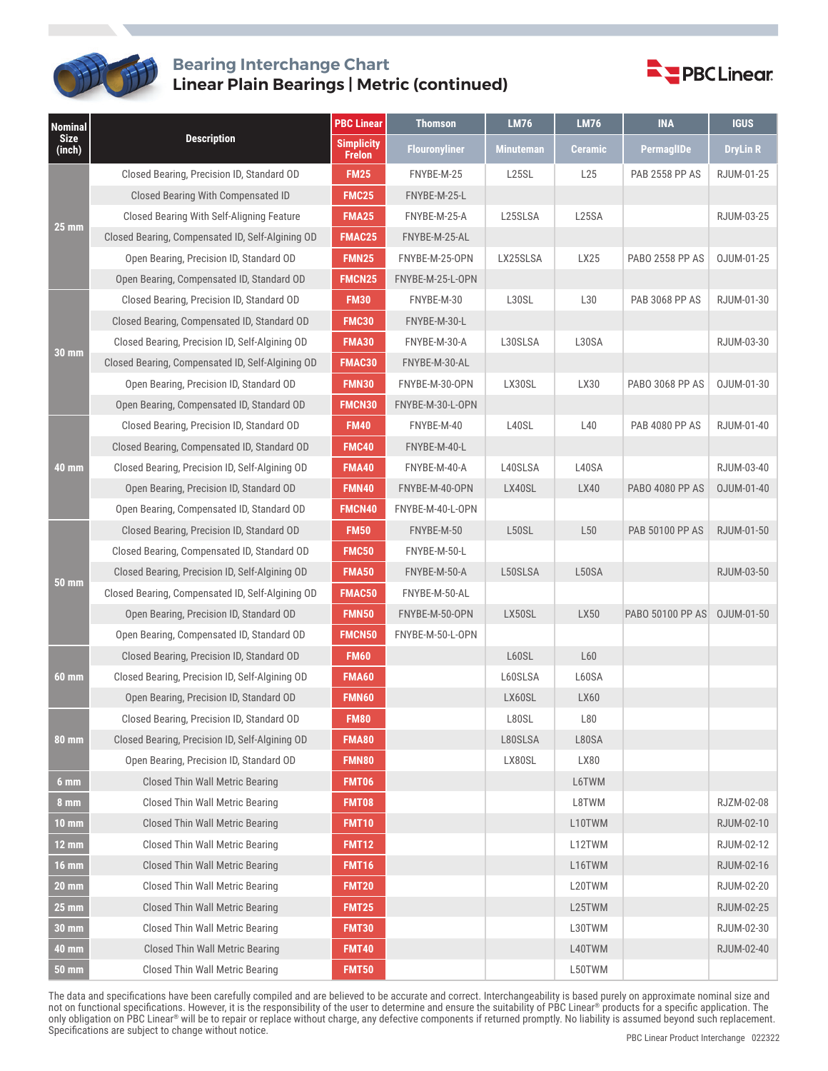# Bearing Interchange Chart
## Linear Plain Bearings | Metric (continued)

PBC Linear

| Nominal Size (inch) | Description | PBC Linear | Thomson | LM76 | LM76 | INA | IGUS |
|---|---|---|---|---|---|---|---|
| | | Simplicity Frelon | Flouronyliner | Minuteman | Ceramic | PermaglIDe | DryLin R |
| 25 mm | Closed Bearing, Precision ID, Standard OD | FM25 | FNYBE-M-25 | L25SL | L25 | PAB 2558 PP AS | RJUM-01-25 |
| | Closed Bearing With Compensated ID | FMC25 | FNYBE-M-25-L | | | | |
| | Closed Bearing With Self-Aligning Feature | FMA25 | FNYBE-M-25-A | L25SLSA | L25SA | | RJUM-03-25 |
| | Closed Bearing, Compensated ID, Self-Aligning OD | FMAC25 | FNYBE-M-25-AL | | | | |
| | Open Bearing, Precision ID, Standard OD | FMN25 | FNYBE-M-25-OPN | LX25SLSA | LX25 | PABO 2558 PP AS | OJUM-01-25 |
| | Open Bearing, Compensated ID, Standard OD | FMCN25 | FNYBE-M-25-L-OPN | | | | |
| 30 mm | Closed Bearing, Precision ID, Standard OD | FM30 | FNYBE-M-30 | L30SL | L30 | PAB 3068 PP AS | RJUM-01-30 |
| | Closed Bearing, Compensated ID, Standard OD | FMC30 | FNYBE-M-30-L | | | | |
| | Closed Bearing, Precision ID, Self-Aligning OD | FMA30 | FNYBE-M-30-A | L30SLSA | L30SA | | RJUM-03-30 |
| | Closed Bearing, Compensated ID, Self-Aligning OD | FMAC30 | FNYBE-M-30-AL | | | | |
| | Open Bearing, Precision ID, Standard OD | FMN30 | FNYBE-M-30-OPN | LX30SL | LX30 | PABO 3068 PP AS | OJUM-01-30 |
| | Open Bearing, Compensated ID, Standard OD | FMCN30 | FNYBE-M-30-L-OPN | | | | |
| 40 mm | Closed Bearing, Precision ID, Standard OD | FM40 | FNYBE-M-40 | L40SL | L40 | PAB 4080 PP AS | RJUM-01-40 |
| | Closed Bearing, Compensated ID, Standard OD | FMC40 | FNYBE-M-40-L | | | | |
| | Closed Bearing, Precision ID, Self-Aligning OD | FMA40 | FNYBE-M-40-A | L40SLSA | L40SA | | RJUM-03-40 |
| | Open Bearing, Precision ID, Standard OD | FMN40 | FNYBE-M-40-OPN | LX40SL | LX40 | PABO 4080 PP AS | OJUM-01-40 |
| | Open Bearing, Compensated ID, Standard OD | FMCN40 | FNYBE-M-40-L-OPN | | | | |
| 50 mm | Closed Bearing, Precision ID, Standard OD | FM50 | FNYBE-M-50 | L50SL | L50 | PAB 50100 PP AS | RJUM-01-50 |
| | Closed Bearing, Compensated ID, Standard OD | FMC50 | FNYBE-M-50-L | | | | |
| | Closed Bearing, Precision ID, Self-Aligning OD | FMA50 | FNYBE-M-50-A | L50SLSA | L50SA | | RJUM-03-50 |
| | Closed Bearing, Compensated ID, Self-Aligning OD | FMAC50 | FNYBE-M-50-AL | | | | |
| | Open Bearing, Precision ID, Standard OD | FMN50 | FNYBE-M-50-OPN | LX50SL | LX50 | PABO 50100 PP AS | OJUM-01-50 |
| | Open Bearing, Compensated ID, Standard OD | FMCN50 | FNYBE-M-50-L-OPN | | | | |
| 60 mm | Closed Bearing, Precision ID, Standard OD | FM60 | | L60SL | L60 | | |
| | Closed Bearing, Precision ID, Self-Aligning OD | FMA60 | | L60SLSA | L60SA | | |
| | Open Bearing, Precision ID, Standard OD | FMN60 | | LX60SL | LX60 | | |
| 80 mm | Closed Bearing, Precision ID, Standard OD | FM80 | | L80SL | L80 | | |
| | Closed Bearing, Precision ID, Self-Aligning OD | FMA80 | | L80SLSA | L80SA | | |
| | Open Bearing, Precision ID, Standard OD | FMN80 | | LX80SL | LX80 | | |
| 6 mm | Closed Thin Wall Metric Bearing | FMT06 | | | L6TWM | | |
| 8 mm | Closed Thin Wall Metric Bearing | FMT08 | | | L8TWM | | RJZM-02-08 |
| 10 mm | Closed Thin Wall Metric Bearing | FMT10 | | | L10TWM | | RJUM-02-10 |
| 12 mm | Closed Thin Wall Metric Bearing | FMT12 | | | L12TWM | | RJUM-02-12 |
| 16 mm | Closed Thin Wall Metric Bearing | FMT16 | | | L16TWM | | RJUM-02-16 |
| 20 mm | Closed Thin Wall Metric Bearing | FMT20 | | | L20TWM | | RJUM-02-20 |
| 25 mm | Closed Thin Wall Metric Bearing | FMT25 | | | L25TWM | | RJUM-02-25 |
| 30 mm | Closed Thin Wall Metric Bearing | FMT30 | | | L30TWM | | RJUM-02-30 |
| 40 mm | Closed Thin Wall Metric Bearing | FMT40 | | | L40TWM | | RJUM-02-40 |
| 50 mm | Closed Thin Wall Metric Bearing | FMT50 | | | L50TWM | | |

The data and specifications have been carefully compiled and are believed to be accurate and correct. Interchangeability is based purely on approximate nominal size and not on functional specifications. However, it is the responsibility of the user to determine and ensure the suitability of PBC Linear® products for a specific application. The only obligation on PBC Linear® will be to repair or replace without charge, any defective components if returned promptly. No liability is assumed beyond such replacement. Specifications are subject to change without notice.

PBC Linear Product Interchange 022322